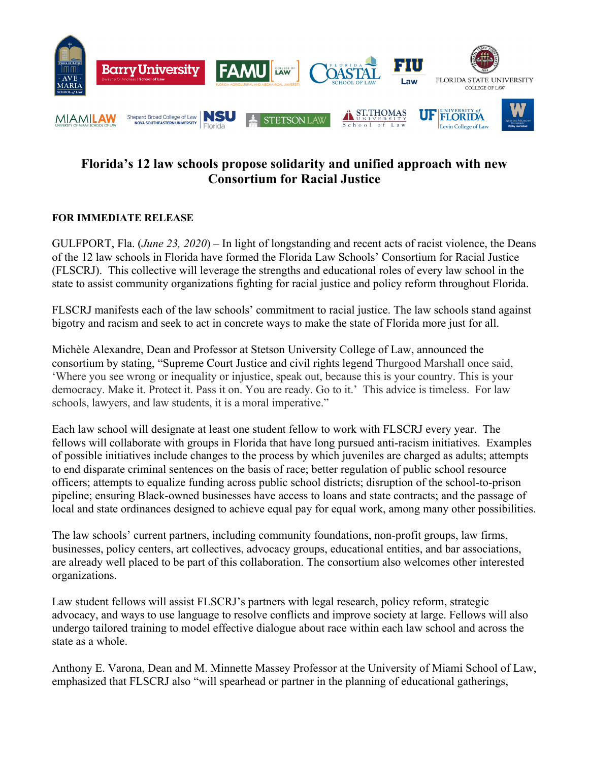# Florida's 12 law schools propose solidarity and unified approach with new Consortium for Racial Justice

**FOR IMMEDIATE RELEASE**

GULFPORT, Fla. (*June 23, 2020*) – In light of longstanding and recent acts of racist violence, the Deans of the 12 law schools in Florida have formed the Florida Law Schools' Consortium for Racial Justice (FLSCRJ). This collective will leverage the strengths and educational roles of every law school in the state to assist community organizations fighting for racial justice and policy reform throughout Florida.

FLSCRJ manifests each of the law schools' commitment to racial justice. The law schools stand against bigotry and racism and seek to act in concrete ways to make the state of Florida more just for all.

Michèle Alexandre, Dean and Professor at Stetson University College of Law, announced the consortium by stating, "Supreme Court Justice and civil rights legend Thurgood Marshall once said, 'Where you see wrong or inequality or injustice, speak out, because this is your country. This is your democracy. Make it. Protect it. Pass it on. You are ready. Go to it.' This advice is timeless. For law schools, lawyers, and law students, it is a moral imperative."

Each law school will designate at least one student fellow to work with FLSCRJ every year. The fellows will collaborate with groups in Florida that have long pursued anti-racism initiatives. Examples of possible initiatives include changes to the process by which juveniles are charged as adults; attempts to end disparate criminal sentences on the basis of race; better regulation of public school resource officers; attempts to equalize funding across public school districts; disruption of the school-to-prison pipeline; ensuring Black-owned businesses have access to loans and state contracts; and the passage of local and state ordinances designed to achieve equal pay for equal work, among many other possibilities.

The law schools' current partners, including community foundations, non-profit groups, law firms, businesses, policy centers, art collectives, advocacy groups, educational entities, and bar associations, are already well placed to be part of this collaboration. The consortium also welcomes other interested organizations.

Law student fellows will assist FLSCRJ's partners with legal research, policy reform, strategic advocacy, and ways to use language to resolve conflicts and improve society at large. Fellows will also undergo tailored training to model effective dialogue about race within each law school and across the state as a whole.

Anthony E. Varona, Dean and M. Minnette Massey Professor at the University of Miami School of Law, emphasized that FLSCRJ also "will spearhead or partner in the planning of educational gatherings,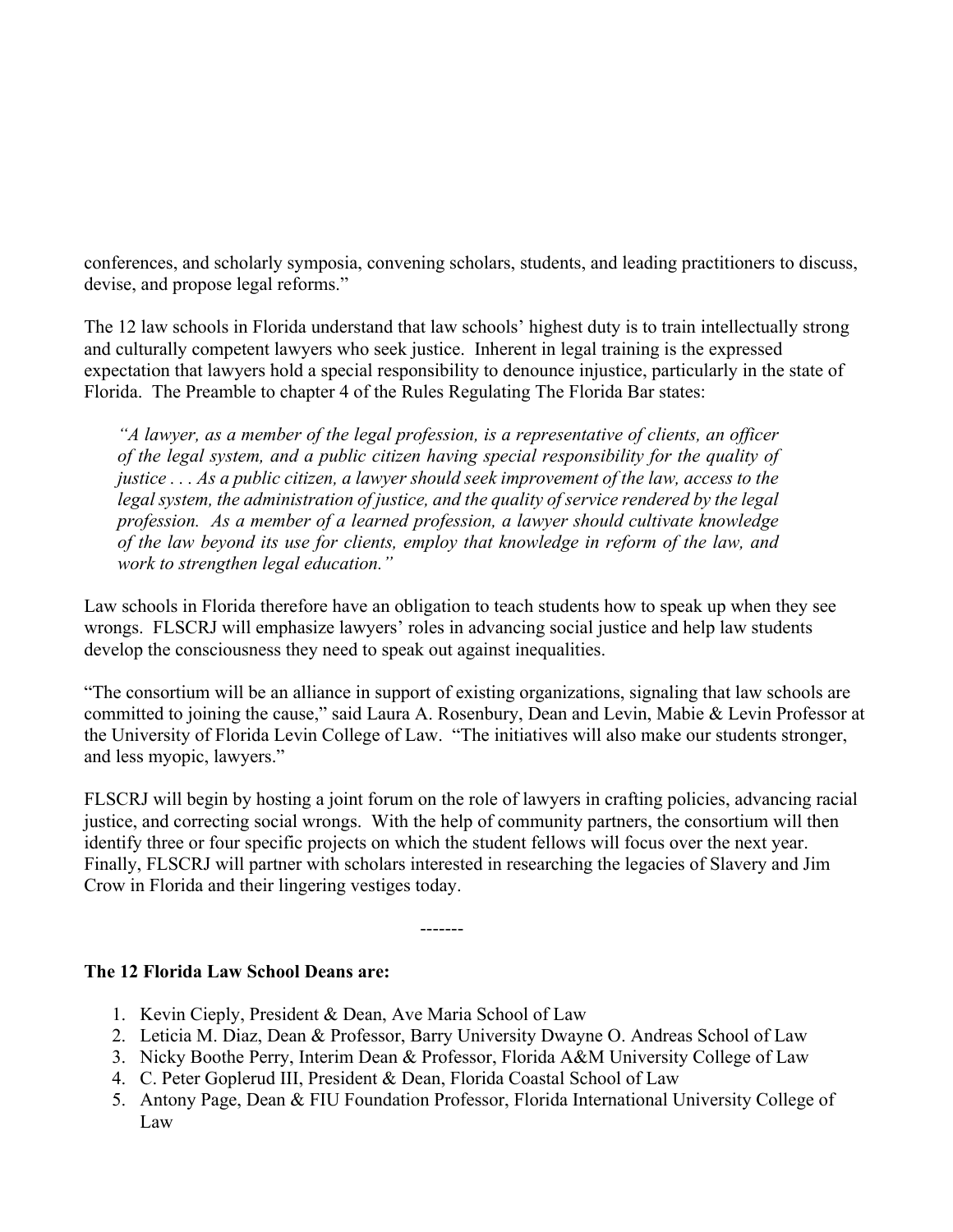conferences, and scholarly symposia, convening scholars, students, and leading practitioners to discuss, devise, and propose legal reforms."

The 12 law schools in Florida understand that law schools' highest duty is to train intellectually strong and culturally competent lawyers who seek justice. Inherent in legal training is the expressed expectation that lawyers hold a special responsibility to denounce injustice, particularly in the state of Florida. The Preamble to chapter 4 of the Rules Regulating The Florida Bar states:

> *"A lawyer, as a member of the legal profession, is a representative of clients, an officer of the legal system, and a public citizen having special responsibility for the quality of justice . . . As a public citizen, a lawyer should seek improvement of the law, access to the legal system, the administration of justice, and the quality of service rendered by the legal profession. As a member of a learned profession, a lawyer should cultivate knowledge of the law beyond its use for clients, employ that knowledge in reform of the law, and work to strengthen legal education."*

Law schools in Florida therefore have an obligation to teach students how to speak up when they see wrongs. FLSCRJ will emphasize lawyers' roles in advancing social justice and help law students develop the consciousness they need to speak out against inequalities.

"The consortium will be an alliance in support of existing organizations, signaling that law schools are committed to joining the cause," said Laura A. Rosenbury, Dean and Levin, Mabie & Levin Professor at the University of Florida Levin College of Law. "The initiatives will also make our students stronger, and less myopic, lawyers."

FLSCRJ will begin by hosting a joint forum on the role of lawyers in crafting policies, advancing racial justice, and correcting social wrongs. With the help of community partners, the consortium will then identify three or four specific projects on which the student fellows will focus over the next year. Finally, FLSCRJ will partner with scholars interested in researching the legacies of Slavery and Jim Crow in Florida and their lingering vestiges today.

-------

**The 12 Florida Law School Deans are:**

1. Kevin Cieply, President & Dean, Ave Maria School of Law
2. Leticia M. Diaz, Dean & Professor, Barry University Dwayne O. Andreas School of Law
3. Nicky Boothe Perry, Interim Dean & Professor, Florida A&M University College of Law
4. C. Peter Goplerud III, President & Dean, Florida Coastal School of Law
5. Antony Page, Dean & FIU Foundation Professor, Florida International University College of Law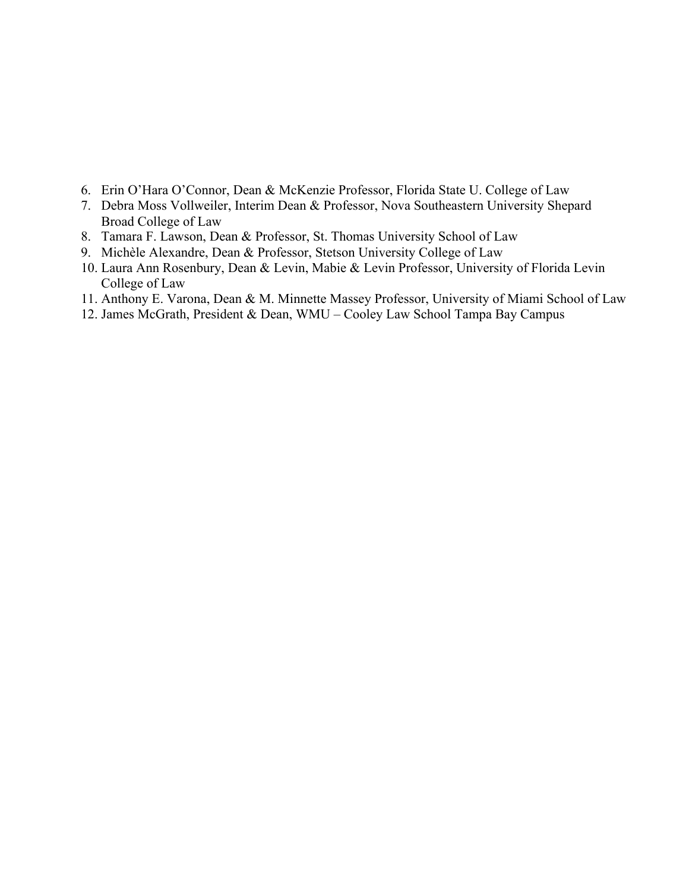6. Erin O'Hara O'Connor, Dean & McKenzie Professor, Florida State U. College of Law
7. Debra Moss Vollweiler, Interim Dean & Professor, Nova Southeastern University Shepard Broad College of Law
8. Tamara F. Lawson, Dean & Professor, St. Thomas University School of Law
9. Michèle Alexandre, Dean & Professor, Stetson University College of Law
10. Laura Ann Rosenbury, Dean & Levin, Mabie & Levin Professor, University of Florida Levin College of Law
11. Anthony E. Varona, Dean & M. Minnette Massey Professor, University of Miami School of Law
12. James McGrath, President & Dean, WMU – Cooley Law School Tampa Bay Campus